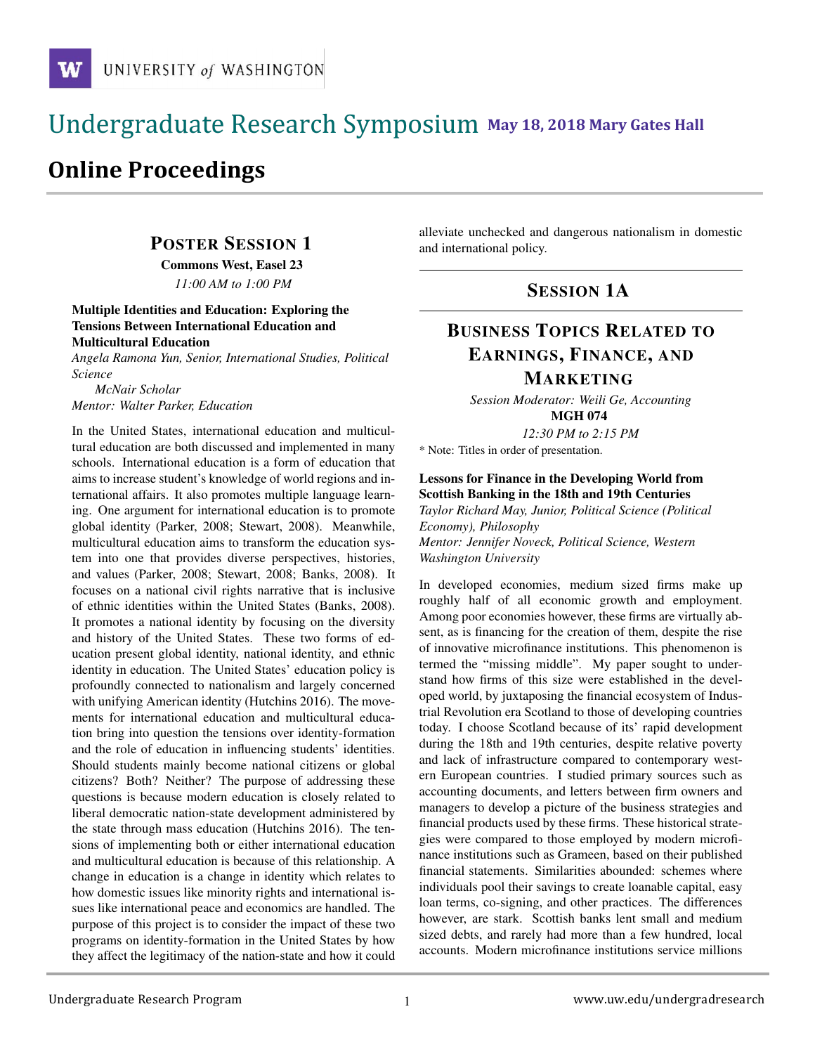# Undergraduate Research Symposium May 18, 2018 Mary Gates Hall

## Online Proceedings

### POSTER SESSION 1

**Commons West, Easel 23**

*11:00 AM to 1:00 PM*

**Multiple Identities and Education: Exploring the Tensions Between International Education and Multicultural Education**

*Angela Ramona Yun, Senior, International Studies, Political Science*

*McNair Scholar*

*Mentor: Walter Parker, Education*

In the United States, international education and multicultural education are both discussed and implemented in many schools. International education is a form of education that aims to increase student's knowledge of world regions and international affairs. It also promotes multiple language learning. One argument for international education is to promote global identity (Parker, 2008; Stewart, 2008). Meanwhile, multicultural education aims to transform the education system into one that provides diverse perspectives, histories, and values (Parker, 2008; Stewart, 2008; Banks, 2008). It focuses on a national civil rights narrative that is inclusive of ethnic identities within the United States (Banks, 2008). It promotes a national identity by focusing on the diversity and history of the United States. These two forms of education present global identity, national identity, and ethnic identity in education. The United States' education policy is profoundly connected to nationalism and largely concerned with unifying American identity (Hutchins 2016). The movements for international education and multicultural education bring into question the tensions over identity-formation and the role of education in influencing students' identities. Should students mainly become national citizens or global citizens? Both? Neither? The purpose of addressing these questions is because modern education is closely related to liberal democratic nation-state development administered by the state through mass education (Hutchins 2016). The tensions of implementing both or either international education and multicultural education is because of this relationship. A change in education is a change in identity which relates to how domestic issues like minority rights and international issues like international peace and economics are handled. The purpose of this project is to consider the impact of these two programs on identity-formation in the United States by how they affect the legitimacy of the nation-state and how it could alleviate unchecked and dangerous nationalism in domestic and international policy.

---

### SESSION 1A

### BUSINESS TOPICS RELATED TO EARNINGS, FINANCE, AND MARKETING

*Session Moderator: Weili Ge, Accounting*

**MGH 074**

*12:30 PM to 2:15 PM*

\* Note: Titles in order of presentation.

**Lessons for Finance in the Developing World from Scottish Banking in the 18th and 19th Centuries**

*Taylor Richard May, Junior, Political Science (Political Economy), Philosophy*

*Mentor: Jennifer Noveck, Political Science, Western Washington University*

In developed economies, medium sized firms make up roughly half of all economic growth and employment. Among poor economies however, these firms are virtually absent, as is financing for the creation of them, despite the rise of innovative microfinance institutions. This phenomenon is termed the "missing middle". My paper sought to understand how firms of this size were established in the developed world, by juxtaposing the financial ecosystem of Industrial Revolution era Scotland to those of developing countries today. I choose Scotland because of its' rapid development during the 18th and 19th centuries, despite relative poverty and lack of infrastructure compared to contemporary western European countries. I studied primary sources such as accounting documents, and letters between firm owners and managers to develop a picture of the business strategies and financial products used by these firms. These historical strategies were compared to those employed by modern microfinance institutions such as Grameen, based on their published financial statements. Similarities abounded: schemes where individuals pool their savings to create loanable capital, easy loan terms, co-signing, and other practices. The differences however, are stark. Scottish banks lent small and medium sized debts, and rarely had more than a few hundred, local accounts. Modern microfinance institutions service millions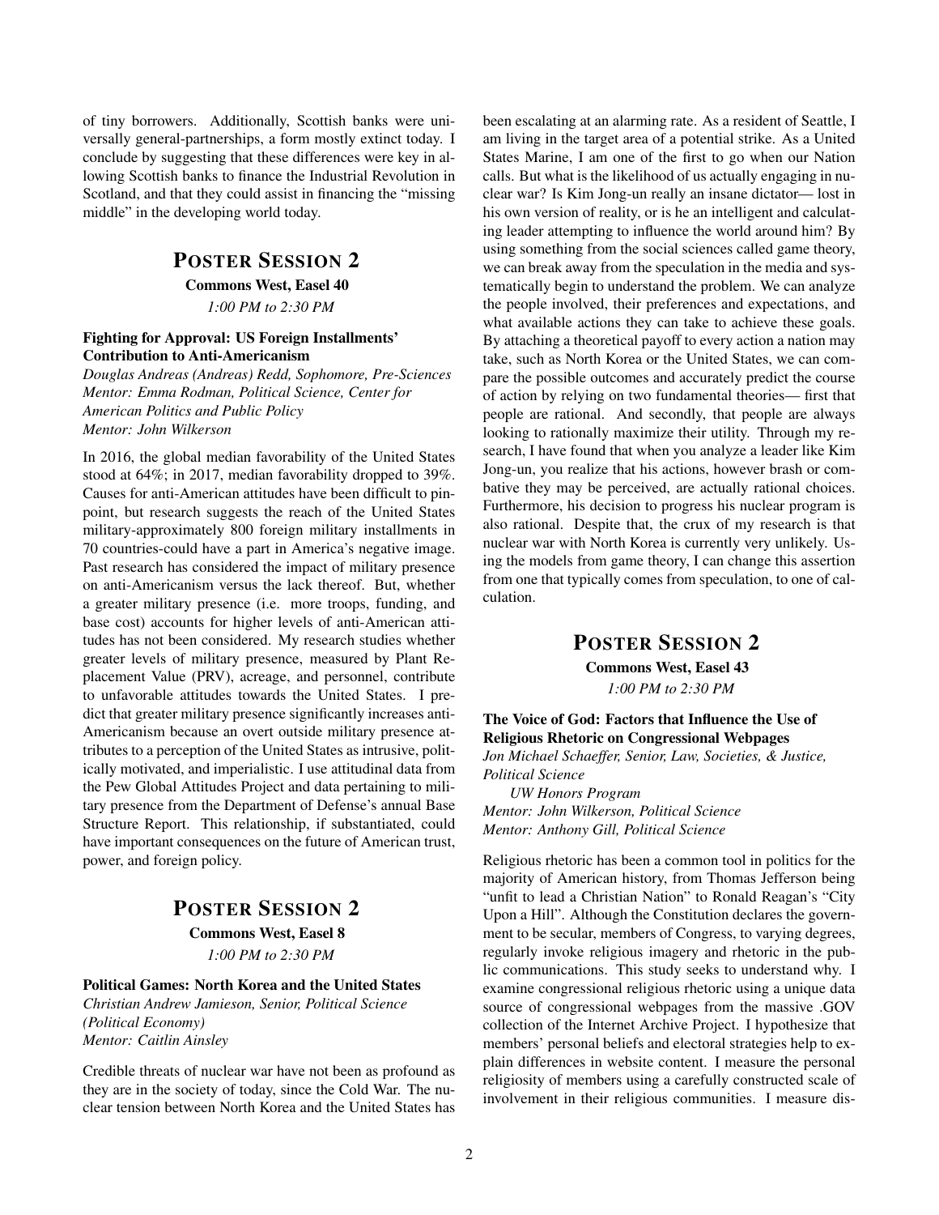of tiny borrowers. Additionally, Scottish banks were universally general-partnerships, a form mostly extinct today. I conclude by suggesting that these differences were key in allowing Scottish banks to finance the Industrial Revolution in Scotland, and that they could assist in financing the "missing middle" in the developing world today.

## POSTER SESSION 2

**Commons West, Easel 40**

*1:00 PM to 2:30 PM*

### Fighting for Approval: US Foreign Installments' Contribution to Anti-Americanism

*Douglas Andreas (Andreas) Redd, Sophomore, Pre-Sciences*
*Mentor: Emma Rodman, Political Science, Center for American Politics and Public Policy*
*Mentor: John Wilkerson*

In 2016, the global median favorability of the United States stood at 64%; in 2017, median favorability dropped to 39%. Causes for anti-American attitudes have been difficult to pinpoint, but research suggests the reach of the United States military-approximately 800 foreign military installments in 70 countries-could have a part in America's negative image. Past research has considered the impact of military presence on anti-Americanism versus the lack thereof. But, whether a greater military presence (i.e. more troops, funding, and base cost) accounts for higher levels of anti-American attitudes has not been considered. My research studies whether greater levels of military presence, measured by Plant Replacement Value (PRV), acreage, and personnel, contribute to unfavorable attitudes towards the United States. I predict that greater military presence significantly increases anti-Americanism because an overt outside military presence attributes to a perception of the United States as intrusive, politically motivated, and imperialistic. I use attitudinal data from the Pew Global Attitudes Project and data pertaining to military presence from the Department of Defense's annual Base Structure Report. This relationship, if substantiated, could have important consequences on the future of American trust, power, and foreign policy.

## POSTER SESSION 2

**Commons West, Easel 8**

*1:00 PM to 2:30 PM*

### Political Games: North Korea and the United States

*Christian Andrew Jamieson, Senior, Political Science (Political Economy)*
*Mentor: Caitlin Ainsley*

Credible threats of nuclear war have not been as profound as they are in the society of today, since the Cold War. The nuclear tension between North Korea and the United States has been escalating at an alarming rate. As a resident of Seattle, I am living in the target area of a potential strike. As a United States Marine, I am one of the first to go when our Nation calls. But what is the likelihood of us actually engaging in nuclear war? Is Kim Jong-un really an insane dictator— lost in his own version of reality, or is he an intelligent and calculating leader attempting to influence the world around him? By using something from the social sciences called game theory, we can break away from the speculation in the media and systematically begin to understand the problem. We can analyze the people involved, their preferences and expectations, and what available actions they can take to achieve these goals. By attaching a theoretical payoff to every action a nation may take, such as North Korea or the United States, we can compare the possible outcomes and accurately predict the course of action by relying on two fundamental theories— first that people are rational. And secondly, that people are always looking to rationally maximize their utility. Through my research, I have found that when you analyze a leader like Kim Jong-un, you realize that his actions, however brash or combative they may be perceived, are actually rational choices. Furthermore, his decision to progress his nuclear program is also rational. Despite that, the crux of my research is that nuclear war with North Korea is currently very unlikely. Using the models from game theory, I can change this assertion from one that typically comes from speculation, to one of calculation.

## POSTER SESSION 2

**Commons West, Easel 43**

*1:00 PM to 2:30 PM*

### The Voice of God: Factors that Influence the Use of Religious Rhetoric on Congressional Webpages

*Jon Michael Schaeffer, Senior, Law, Societies, & Justice, Political Science*
*UW Honors Program*
*Mentor: John Wilkerson, Political Science*
*Mentor: Anthony Gill, Political Science*

Religious rhetoric has been a common tool in politics for the majority of American history, from Thomas Jefferson being "unfit to lead a Christian Nation" to Ronald Reagan's "City Upon a Hill". Although the Constitution declares the government to be secular, members of Congress, to varying degrees, regularly invoke religious imagery and rhetoric in the public communications. This study seeks to understand why. I examine congressional religious rhetoric using a unique data source of congressional webpages from the massive .GOV collection of the Internet Archive Project. I hypothesize that members' personal beliefs and electoral strategies help to explain differences in website content. I measure the personal religiosity of members using a carefully constructed scale of involvement in their religious communities. I measure dis-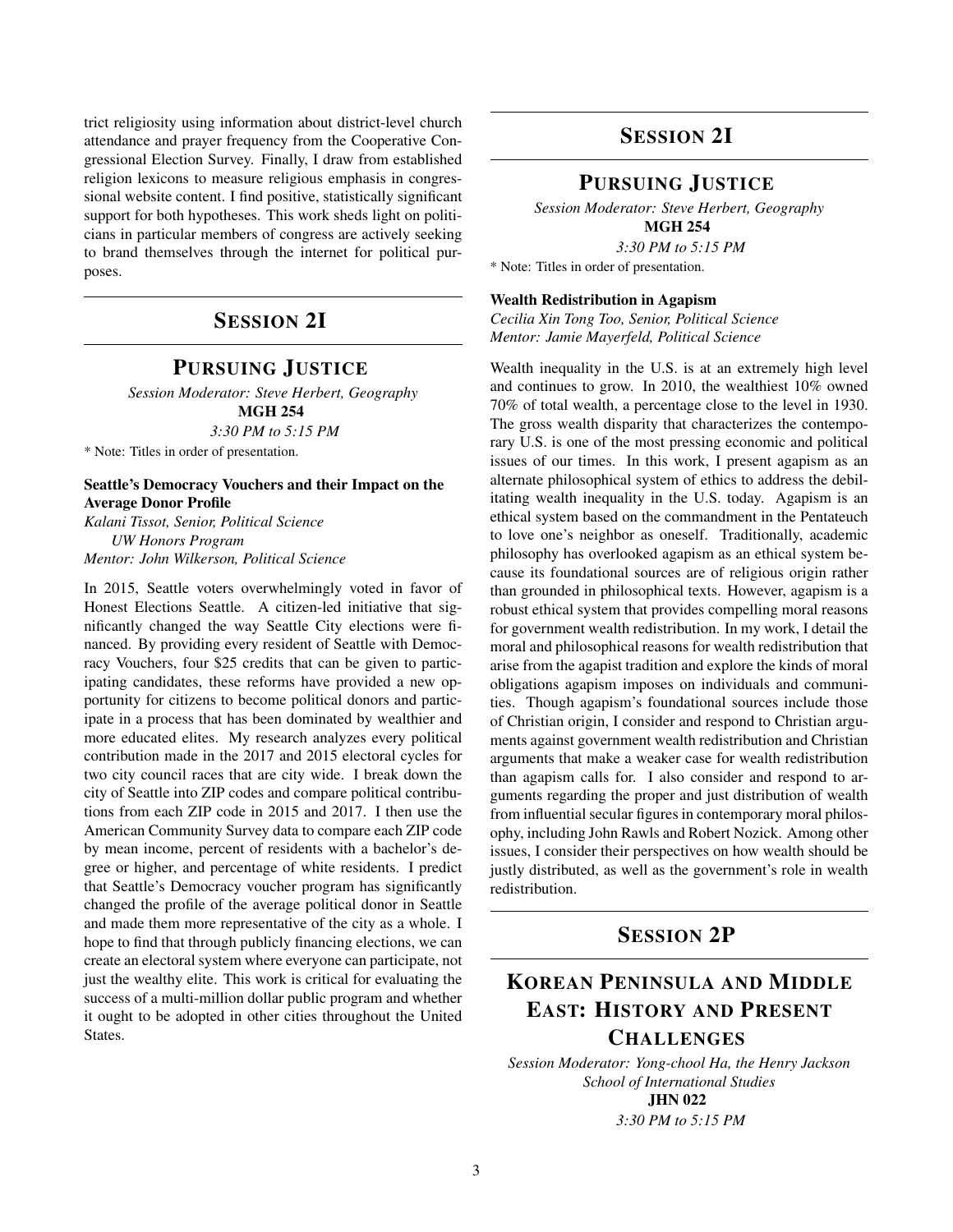trict religiosity using information about district-level church attendance and prayer frequency from the Cooperative Congressional Election Survey. Finally, I draw from established religion lexicons to measure religious emphasis in congressional website content. I find positive, statistically significant support for both hypotheses. This work sheds light on politicians in particular members of congress are actively seeking to brand themselves through the internet for political purposes.

## SESSION 2I

## PURSUING JUSTICE

*Session Moderator: Steve Herbert, Geography*
**MGH 254**
*3:30 PM to 5:15 PM*

* Note: Titles in order of presentation.

### Seattle's Democracy Vouchers and their Impact on the Average Donor Profile

*Kalani Tissot, Senior, Political Science*
*UW Honors Program*
*Mentor: John Wilkerson, Political Science*

In 2015, Seattle voters overwhelmingly voted in favor of Honest Elections Seattle. A citizen-led initiative that significantly changed the way Seattle City elections were financed. By providing every resident of Seattle with Democracy Vouchers, four $25 credits that can be given to participating candidates, these reforms have provided a new opportunity for citizens to become political donors and participate in a process that has been dominated by wealthier and more educated elites. My research analyzes every political contribution made in the 2017 and 2015 electoral cycles for two city council races that are city wide. I break down the city of Seattle into ZIP codes and compare political contributions from each ZIP code in 2015 and 2017. I then use the American Community Survey data to compare each ZIP code by mean income, percent of residents with a bachelor's degree or higher, and percentage of white residents. I predict that Seattle's Democracy voucher program has significantly changed the profile of the average political donor in Seattle and made them more representative of the city as a whole. I hope to find that through publicly financing elections, we can create an electoral system where everyone can participate, not just the wealthy elite. This work is critical for evaluating the success of a multi-million dollar public program and whether it ought to be adopted in other cities throughout the United States.

## SESSION 2I

## PURSUING JUSTICE

*Session Moderator: Steve Herbert, Geography*
**MGH 254**
*3:30 PM to 5:15 PM*

* Note: Titles in order of presentation.

### Wealth Redistribution in Agapism

*Cecilia Xin Tong Too, Senior, Political Science*
*Mentor: Jamie Mayerfeld, Political Science*

Wealth inequality in the U.S. is at an extremely high level and continues to grow. In 2010, the wealthiest 10% owned 70% of total wealth, a percentage close to the level in 1930. The gross wealth disparity that characterizes the contemporary U.S. is one of the most pressing economic and political issues of our times. In this work, I present agapism as an alternate philosophical system of ethics to address the debilitating wealth inequality in the U.S. today. Agapism is an ethical system based on the commandment in the Pentateuch to love one's neighbor as oneself. Traditionally, academic philosophy has overlooked agapism as an ethical system because its foundational sources are of religious origin rather than grounded in philosophical texts. However, agapism is a robust ethical system that provides compelling moral reasons for government wealth redistribution. In my work, I detail the moral and philosophical reasons for wealth redistribution that arise from the agapist tradition and explore the kinds of moral obligations agapism imposes on individuals and communities. Though agapism's foundational sources include those of Christian origin, I consider and respond to Christian arguments against government wealth redistribution and Christian arguments that make a weaker case for wealth redistribution than agapism calls for. I also consider and respond to arguments regarding the proper and just distribution of wealth from influential secular figures in contemporary moral philosophy, including John Rawls and Robert Nozick. Among other issues, I consider their perspectives on how wealth should be justly distributed, as well as the government's role in wealth redistribution.

## SESSION 2P

## KOREAN PENINSULA AND MIDDLE EAST: HISTORY AND PRESENT CHALLENGES

*Session Moderator: Yong-chool Ha, the Henry Jackson School of International Studies*
**JHN 022**
*3:30 PM to 5:15 PM*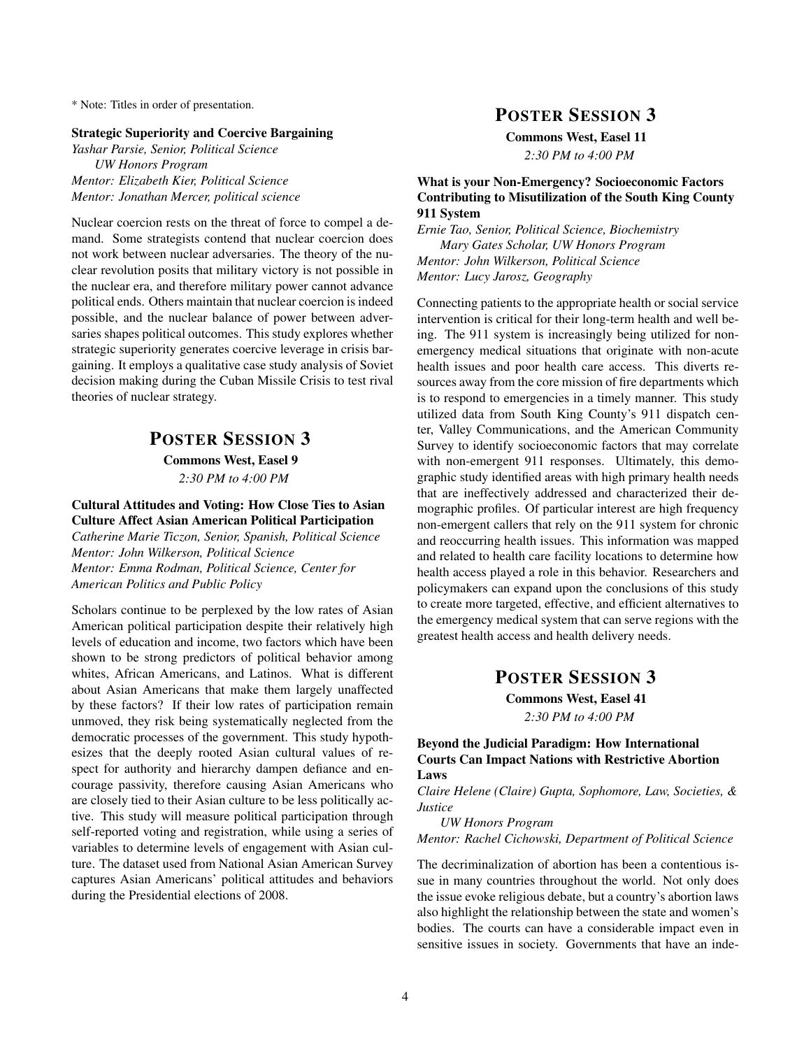* Note: Titles in order of presentation.

**Strategic Superiority and Coercive Bargaining**

*Yashar Parsie, Senior, Political Science*
*UW Honors Program*
*Mentor: Elizabeth Kier, Political Science*
*Mentor: Jonathan Mercer, political science*

Nuclear coercion rests on the threat of force to compel a demand. Some strategists contend that nuclear coercion does not work between nuclear adversaries. The theory of the nuclear revolution posits that military victory is not possible in the nuclear era, and therefore military power cannot advance political ends. Others maintain that nuclear coercion is indeed possible, and the nuclear balance of power between adversaries shapes political outcomes. This study explores whether strategic superiority generates coercive leverage in crisis bargaining. It employs a qualitative case study analysis of Soviet decision making during the Cuban Missile Crisis to test rival theories of nuclear strategy.

## POSTER SESSION 3

**Commons West, Easel 9**

*2:30 PM to 4:00 PM*

**Cultural Attitudes and Voting: How Close Ties to Asian Culture Affect Asian American Political Participation**

*Catherine Marie Ticzon, Senior, Spanish, Political Science*
*Mentor: John Wilkerson, Political Science*
*Mentor: Emma Rodman, Political Science, Center for American Politics and Public Policy*

Scholars continue to be perplexed by the low rates of Asian American political participation despite their relatively high levels of education and income, two factors which have been shown to be strong predictors of political behavior among whites, African Americans, and Latinos. What is different about Asian Americans that make them largely unaffected by these factors? If their low rates of participation remain unmoved, they risk being systematically neglected from the democratic processes of the government. This study hypothesizes that the deeply rooted Asian cultural values of respect for authority and hierarchy dampen defiance and encourage passivity, therefore causing Asian Americans who are closely tied to their Asian culture to be less politically active. This study will measure political participation through self-reported voting and registration, while using a series of variables to determine levels of engagement with Asian culture. The dataset used from National Asian American Survey captures Asian Americans' political attitudes and behaviors during the Presidential elections of 2008.

## POSTER SESSION 3

**Commons West, Easel 11**

*2:30 PM to 4:00 PM*

**What is your Non-Emergency? Socioeconomic Factors Contributing to Misutilization of the South King County 911 System**

*Ernie Tao, Senior, Political Science, Biochemistry*
*Mary Gates Scholar, UW Honors Program*
*Mentor: John Wilkerson, Political Science*
*Mentor: Lucy Jarosz, Geography*

Connecting patients to the appropriate health or social service intervention is critical for their long-term health and well being. The 911 system is increasingly being utilized for non-emergency medical situations that originate with non-acute health issues and poor health care access. This diverts resources away from the core mission of fire departments which is to respond to emergencies in a timely manner. This study utilized data from South King County's 911 dispatch center, Valley Communications, and the American Community Survey to identify socioeconomic factors that may correlate with non-emergent 911 responses. Ultimately, this demographic study identified areas with high primary health needs that are ineffectively addressed and characterized their demographic profiles. Of particular interest are high frequency non-emergent callers that rely on the 911 system for chronic and reoccurring health issues. This information was mapped and related to health care facility locations to determine how health access played a role in this behavior. Researchers and policymakers can expand upon the conclusions of this study to create more targeted, effective, and efficient alternatives to the emergency medical system that can serve regions with the greatest health access and health delivery needs.

## POSTER SESSION 3

**Commons West, Easel 41**

*2:30 PM to 4:00 PM*

**Beyond the Judicial Paradigm: How International Courts Can Impact Nations with Restrictive Abortion Laws**

*Claire Helene (Claire) Gupta, Sophomore, Law, Societies, & Justice*
*UW Honors Program*
*Mentor: Rachel Cichowski, Department of Political Science*

The decriminalization of abortion has been a contentious issue in many countries throughout the world. Not only does the issue evoke religious debate, but a country's abortion laws also highlight the relationship between the state and women's bodies. The courts can have a considerable impact even in sensitive issues in society. Governments that have an inde-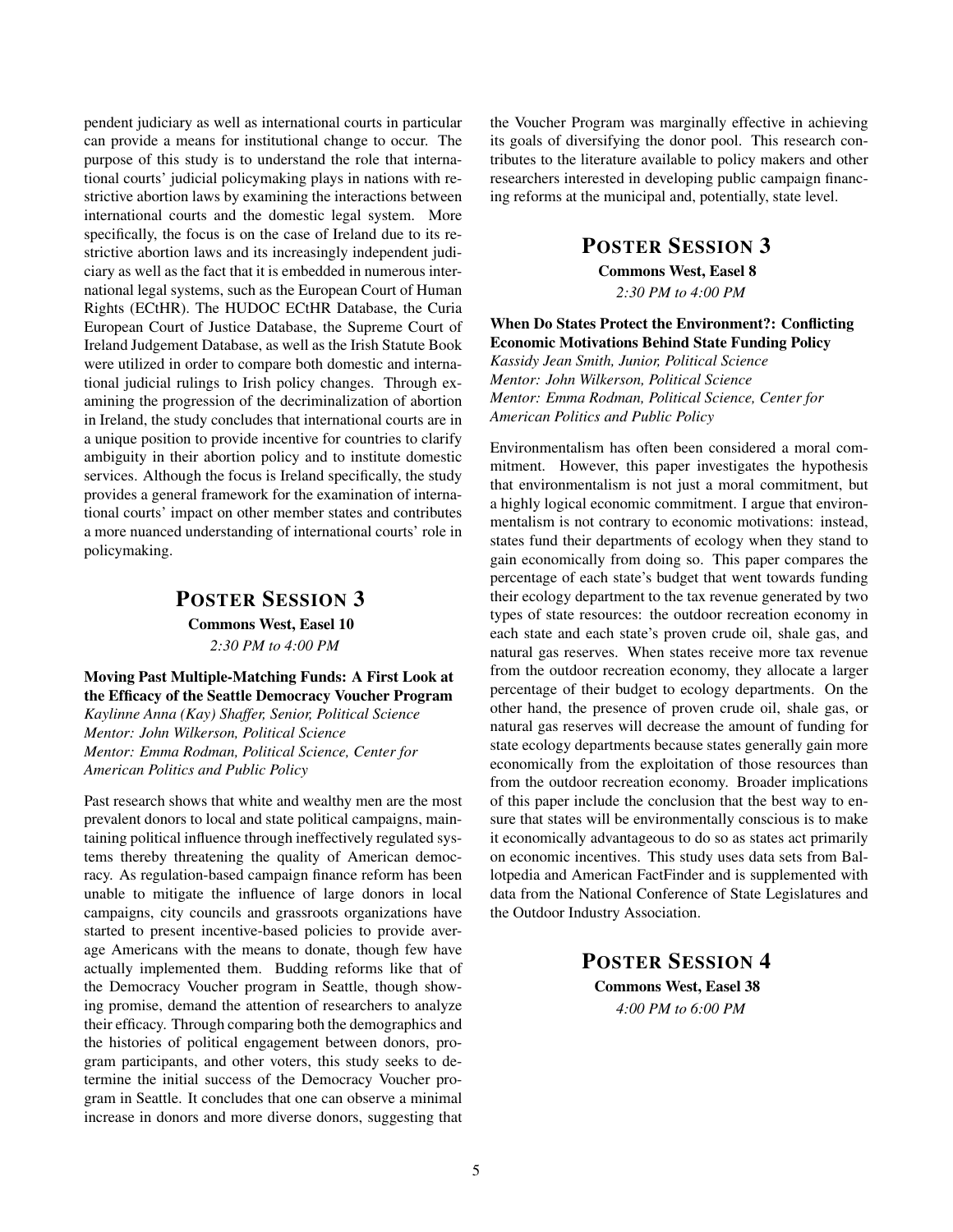pendent judiciary as well as international courts in particular can provide a means for institutional change to occur. The purpose of this study is to understand the role that international courts' judicial policymaking plays in nations with restrictive abortion laws by examining the interactions between international courts and the domestic legal system. More specifically, the focus is on the case of Ireland due to its restrictive abortion laws and its increasingly independent judiciary as well as the fact that it is embedded in numerous international legal systems, such as the European Court of Human Rights (ECtHR). The HUDOC ECtHR Database, the Curia European Court of Justice Database, the Supreme Court of Ireland Judgement Database, as well as the Irish Statute Book were utilized in order to compare both domestic and international judicial rulings to Irish policy changes. Through examining the progression of the decriminalization of abortion in Ireland, the study concludes that international courts are in a unique position to provide incentive for countries to clarify ambiguity in their abortion policy and to institute domestic services. Although the focus is Ireland specifically, the study provides a general framework for the examination of international courts' impact on other member states and contributes a more nuanced understanding of international courts' role in policymaking.

## POSTER SESSION 3

**Commons West, Easel 10**

*2:30 PM to 4:00 PM*

**Moving Past Multiple-Matching Funds: A First Look at the Efficacy of the Seattle Democracy Voucher Program**

*Kaylinne Anna (Kay) Shaffer, Senior, Political Science*
*Mentor: John Wilkerson, Political Science*
*Mentor: Emma Rodman, Political Science, Center for American Politics and Public Policy*

Past research shows that white and wealthy men are the most prevalent donors to local and state political campaigns, maintaining political influence through ineffectively regulated systems thereby threatening the quality of American democracy. As regulation-based campaign finance reform has been unable to mitigate the influence of large donors in local campaigns, city councils and grassroots organizations have started to present incentive-based policies to provide average Americans with the means to donate, though few have actually implemented them. Budding reforms like that of the Democracy Voucher program in Seattle, though showing promise, demand the attention of researchers to analyze their efficacy. Through comparing both the demographics and the histories of political engagement between donors, program participants, and other voters, this study seeks to determine the initial success of the Democracy Voucher program in Seattle. It concludes that one can observe a minimal increase in donors and more diverse donors, suggesting that the Voucher Program was marginally effective in achieving its goals of diversifying the donor pool. This research contributes to the literature available to policy makers and other researchers interested in developing public campaign financing reforms at the municipal and, potentially, state level.

## POSTER SESSION 3

**Commons West, Easel 8**

*2:30 PM to 4:00 PM*

**When Do States Protect the Environment?: Conflicting Economic Motivations Behind State Funding Policy**

*Kassidy Jean Smith, Junior, Political Science*
*Mentor: John Wilkerson, Political Science*
*Mentor: Emma Rodman, Political Science, Center for American Politics and Public Policy*

Environmentalism has often been considered a moral commitment. However, this paper investigates the hypothesis that environmentalism is not just a moral commitment, but a highly logical economic commitment. I argue that environmentalism is not contrary to economic motivations: instead, states fund their departments of ecology when they stand to gain economically from doing so. This paper compares the percentage of each state's budget that went towards funding their ecology department to the tax revenue generated by two types of state resources: the outdoor recreation economy in each state and each state's proven crude oil, shale gas, and natural gas reserves. When states receive more tax revenue from the outdoor recreation economy, they allocate a larger percentage of their budget to ecology departments. On the other hand, the presence of proven crude oil, shale gas, or natural gas reserves will decrease the amount of funding for state ecology departments because states generally gain more economically from the exploitation of those resources than from the outdoor recreation economy. Broader implications of this paper include the conclusion that the best way to ensure that states will be environmentally conscious is to make it economically advantageous to do so as states act primarily on economic incentives. This study uses data sets from Ballotpedia and American FactFinder and is supplemented with data from the National Conference of State Legislatures and the Outdoor Industry Association.

## POSTER SESSION 4

**Commons West, Easel 38**

*4:00 PM to 6:00 PM*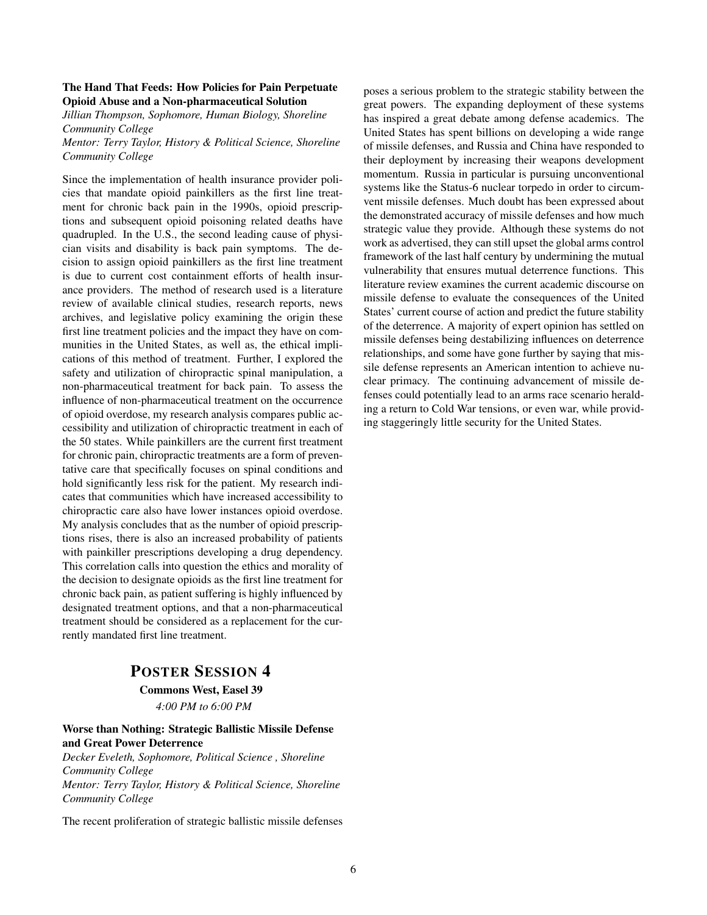**The Hand That Feeds: How Policies for Pain Perpetuate Opioid Abuse and a Non-pharmaceutical Solution**

*Jillian Thompson, Sophomore, Human Biology, Shoreline Community College*

*Mentor: Terry Taylor, History & Political Science, Shoreline Community College*

Since the implementation of health insurance provider policies that mandate opioid painkillers as the first line treatment for chronic back pain in the 1990s, opioid prescriptions and subsequent opioid poisoning related deaths have quadrupled. In the U.S., the second leading cause of physician visits and disability is back pain symptoms. The decision to assign opioid painkillers as the first line treatment is due to current cost containment efforts of health insurance providers. The method of research used is a literature review of available clinical studies, research reports, news archives, and legislative policy examining the origin these first line treatment policies and the impact they have on communities in the United States, as well as, the ethical implications of this method of treatment. Further, I explored the safety and utilization of chiropractic spinal manipulation, a non-pharmaceutical treatment for back pain. To assess the influence of non-pharmaceutical treatment on the occurrence of opioid overdose, my research analysis compares public accessibility and utilization of chiropractic treatment in each of the 50 states. While painkillers are the current first treatment for chronic pain, chiropractic treatments are a form of preventative care that specifically focuses on spinal conditions and hold significantly less risk for the patient. My research indicates that communities which have increased accessibility to chiropractic care also have lower instances opioid overdose. My analysis concludes that as the number of opioid prescriptions rises, there is also an increased probability of patients with painkiller prescriptions developing a drug dependency. This correlation calls into question the ethics and morality of the decision to designate opioids as the first line treatment for chronic back pain, as patient suffering is highly influenced by designated treatment options, and that a non-pharmaceutical treatment should be considered as a replacement for the currently mandated first line treatment.

## POSTER SESSION 4

**Commons West, Easel 39**

*4:00 PM to 6:00 PM*

**Worse than Nothing: Strategic Ballistic Missile Defense and Great Power Deterrence**

*Decker Eveleth, Sophomore, Political Science , Shoreline Community College*

*Mentor: Terry Taylor, History & Political Science, Shoreline Community College*

The recent proliferation of strategic ballistic missile defenses poses a serious problem to the strategic stability between the great powers. The expanding deployment of these systems has inspired a great debate among defense academics. The United States has spent billions on developing a wide range of missile defenses, and Russia and China have responded to their deployment by increasing their weapons development momentum. Russia in particular is pursuing unconventional systems like the Status-6 nuclear torpedo in order to circumvent missile defenses. Much doubt has been expressed about the demonstrated accuracy of missile defenses and how much strategic value they provide. Although these systems do not work as advertised, they can still upset the global arms control framework of the last half century by undermining the mutual vulnerability that ensures mutual deterrence functions. This literature review examines the current academic discourse on missile defense to evaluate the consequences of the United States' current course of action and predict the future stability of the deterrence. A majority of expert opinion has settled on missile defenses being destabilizing influences on deterrence relationships, and some have gone further by saying that missile defense represents an American intention to achieve nuclear primacy. The continuing advancement of missile defenses could potentially lead to an arms race scenario heralding a return to Cold War tensions, or even war, while providing staggeringly little security for the United States.